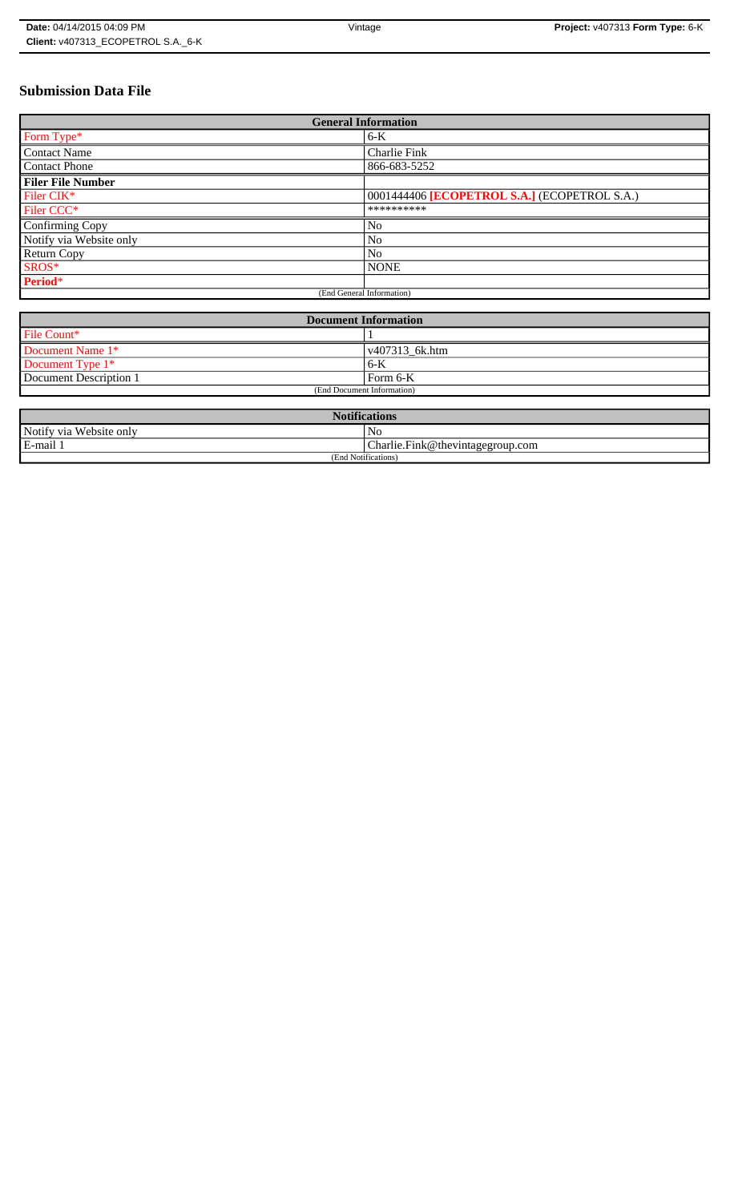# Submission Data File

| General Information | |
|---|---|
| Form Type* | 6-K |
| Contact Name | Charlie Fink |
| Contact Phone | 866-683-5252 |
| **Filer File Number** | |
| Filer CIK* | 0001444406 **[ECOPETROL S.A.]** (ECOPETROL S.A.) |
| Filer CCC* | ********** |
| Confirming Copy | No |
| Notify via Website only | No |
| Return Copy | No |
| SROS* | NONE |
| **Period*** | |
| (End General Information) | |

| Document Information | |
|---|---|
| File Count* | 1 |
| Document Name 1* | v407313_6k.htm |
| Document Type 1* | 6-K |
| Document Description 1 | Form 6-K |
| (End Document Information) | |

| Notifications | |
|---|---|
| Notify via Website only | No |
| E-mail 1 | Charlie.Fink@thevintagegroup.com |
| (End Notifications) | |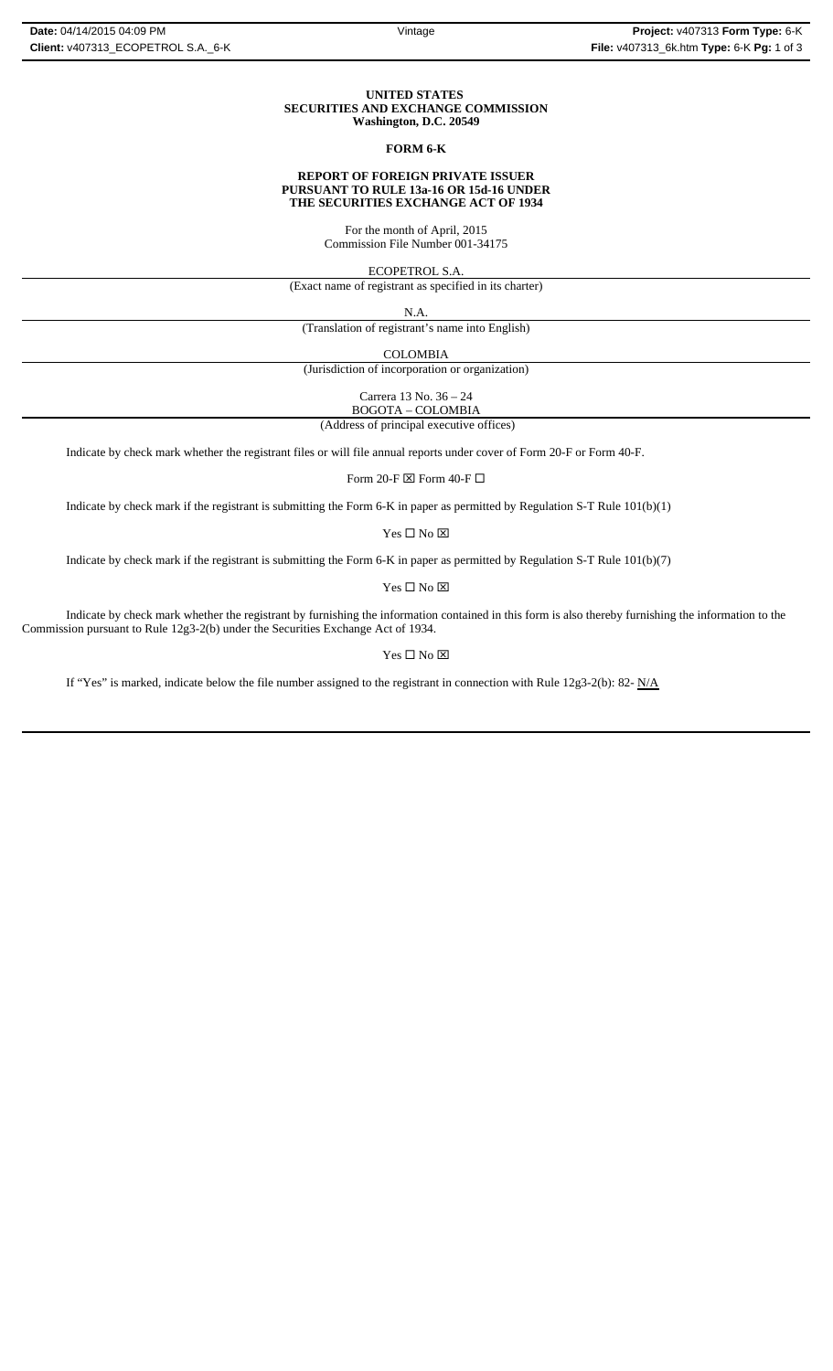**UNITED STATES**
**SECURITIES AND EXCHANGE COMMISSION**
**Washington, D.C. 20549**

**FORM 6-K**

**REPORT OF FOREIGN PRIVATE ISSUER**
**PURSUANT TO RULE 13a-16 OR 15d-16 UNDER**
**THE SECURITIES EXCHANGE ACT OF 1934**

For the month of April, 2015
Commission File Number 001-34175

ECOPETROL S.A.
(Exact name of registrant as specified in its charter)

N.A.
(Translation of registrant's name into English)

COLOMBIA
(Jurisdiction of incorporation or organization)

Carrera 13 No. 36 – 24
BOGOTA – COLOMBIA
(Address of principal executive offices)

Indicate by check mark whether the registrant files or will file annual reports under cover of Form 20-F or Form 40-F.

Form 20-F ☒ Form 40-F ☐

Indicate by check mark if the registrant is submitting the Form 6-K in paper as permitted by Regulation S-T Rule 101(b)(1)

Yes ☐ No ☒

Indicate by check mark if the registrant is submitting the Form 6-K in paper as permitted by Regulation S-T Rule 101(b)(7)

Yes ☐ No ☒

Indicate by check mark whether the registrant by furnishing the information contained in this form is also thereby furnishing the information to the Commission pursuant to Rule 12g3-2(b) under the Securities Exchange Act of 1934.

Yes ☐ No ☒

If "Yes" is marked, indicate below the file number assigned to the registrant in connection with Rule 12g3-2(b): 82- N/A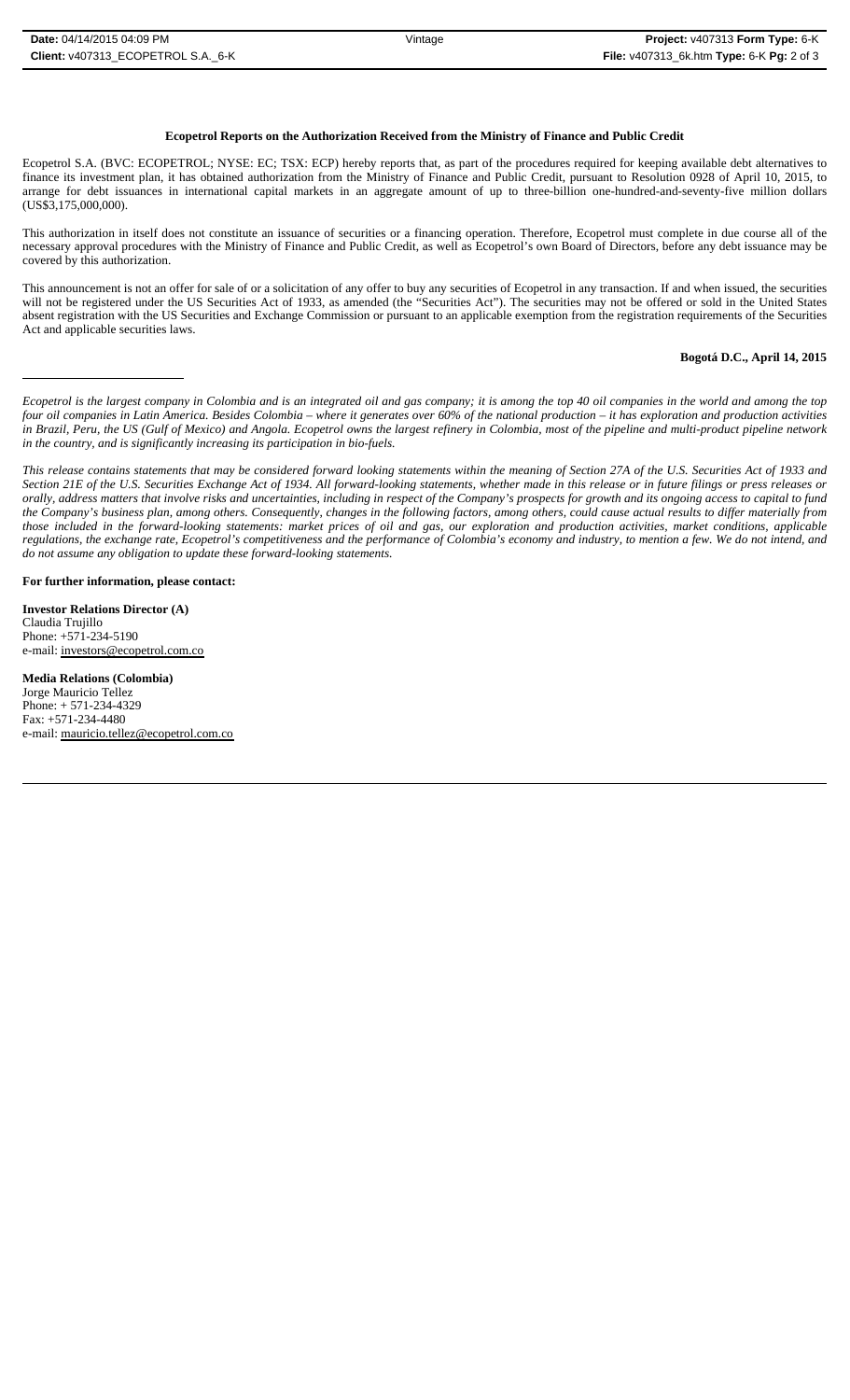**Ecopetrol Reports on the Authorization Received from the Ministry of Finance and Public Credit**

Ecopetrol S.A. (BVC: ECOPETROL; NYSE: EC; TSX: ECP) hereby reports that, as part of the procedures required for keeping available debt alternatives to finance its investment plan, it has obtained authorization from the Ministry of Finance and Public Credit, pursuant to Resolution 0928 of April 10, 2015, to arrange for debt issuances in international capital markets in an aggregate amount of up to three-billion one-hundred-and-seventy-five million dollars (US$3,175,000,000).

This authorization in itself does not constitute an issuance of securities or a financing operation. Therefore, Ecopetrol must complete in due course all of the necessary approval procedures with the Ministry of Finance and Public Credit, as well as Ecopetrol's own Board of Directors, before any debt issuance may be covered by this authorization.

This announcement is not an offer for sale of or a solicitation of any offer to buy any securities of Ecopetrol in any transaction. If and when issued, the securities will not be registered under the US Securities Act of 1933, as amended (the "Securities Act"). The securities may not be offered or sold in the United States absent registration with the US Securities and Exchange Commission or pursuant to an applicable exemption from the registration requirements of the Securities Act and applicable securities laws.

**Bogotá D.C., April 14, 2015**

---

*Ecopetrol is the largest company in Colombia and is an integrated oil and gas company; it is among the top 40 oil companies in the world and among the top four oil companies in Latin America. Besides Colombia – where it generates over 60% of the national production – it has exploration and production activities in Brazil, Peru, the US (Gulf of Mexico) and Angola. Ecopetrol owns the largest refinery in Colombia, most of the pipeline and multi-product pipeline network in the country, and is significantly increasing its participation in bio-fuels.*

*This release contains statements that may be considered forward looking statements within the meaning of Section 27A of the U.S. Securities Act of 1933 and Section 21E of the U.S. Securities Exchange Act of 1934. All forward-looking statements, whether made in this release or in future filings or press releases or orally, address matters that involve risks and uncertainties, including in respect of the Company's prospects for growth and its ongoing access to capital to fund the Company's business plan, among others. Consequently, changes in the following factors, among others, could cause actual results to differ materially from those included in the forward-looking statements: market prices of oil and gas, our exploration and production activities, market conditions, applicable regulations, the exchange rate, Ecopetrol's competitiveness and the performance of Colombia's economy and industry, to mention a few. We do not intend, and do not assume any obligation to update these forward-looking statements.*

**For further information, please contact:**

**Investor Relations Director (A)**
Claudia Trujillo
Phone: +571-234-5190
e-mail: investors@ecopetrol.com.co

**Media Relations (Colombia)**
Jorge Mauricio Tellez
Phone: + 571-234-4329
Fax: +571-234-4480
e-mail: mauricio.tellez@ecopetrol.com.co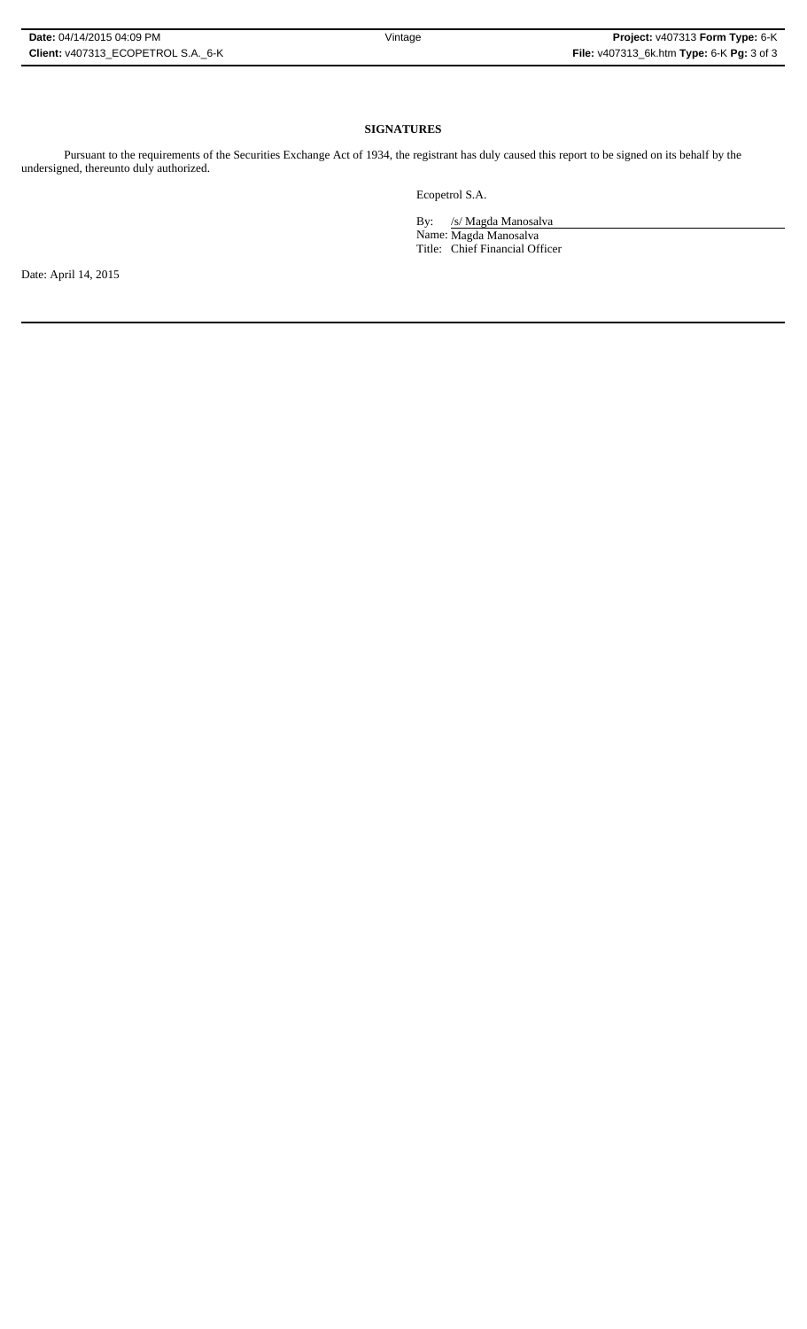**SIGNATURES**

Pursuant to the requirements of the Securities Exchange Act of 1934, the registrant has duly caused this report to be signed on its behalf by the undersigned, thereunto duly authorized.

Ecopetrol S.A.

By: /s/ Magda Manosalva
Name: Magda Manosalva
Title: Chief Financial Officer

Date: April 14, 2015